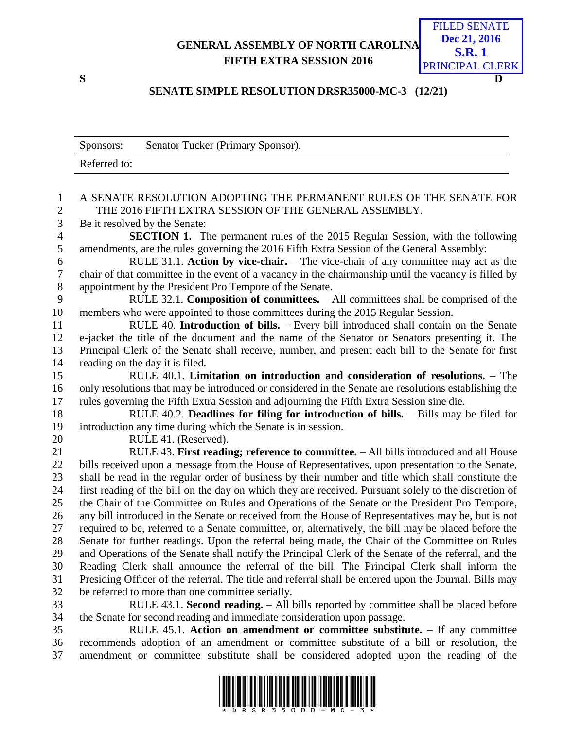FILED SENATE
**Dec 21, 2016**
**S.R. 1**
PRINCIPAL CLERK

**GENERAL ASSEMBLY OF NORTH CAROLINA**
**FIFTH EXTRA SESSION 2016**

**S** **D**

**SENATE SIMPLE RESOLUTION DRSR35000-MC-3 (12/21)**

| Sponsors: | Senator Tucker (Primary Sponsor). |
|---|---|
| Referred to: | |

A SENATE RESOLUTION ADOPTING THE PERMANENT RULES OF THE SENATE FOR THE 2016 FIFTH EXTRA SESSION OF THE GENERAL ASSEMBLY.

Be it resolved by the Senate:

**SECTION 1.** The permanent rules of the 2015 Regular Session, with the following amendments, are the rules governing the 2016 Fifth Extra Session of the General Assembly:

RULE 31.1. **Action by vice-chair.** – The vice-chair of any committee may act as the chair of that committee in the event of a vacancy in the chairmanship until the vacancy is filled by appointment by the President Pro Tempore of the Senate.

RULE 32.1. **Composition of committees.** – All committees shall be comprised of the members who were appointed to those committees during the 2015 Regular Session.

RULE 40. **Introduction of bills.** – Every bill introduced shall contain on the Senate e-jacket the title of the document and the name of the Senator or Senators presenting it. The Principal Clerk of the Senate shall receive, number, and present each bill to the Senate for first reading on the day it is filed.

RULE 40.1. **Limitation on introduction and consideration of resolutions.** – The only resolutions that may be introduced or considered in the Senate are resolutions establishing the rules governing the Fifth Extra Session and adjourning the Fifth Extra Session sine die.

RULE 40.2. **Deadlines for filing for introduction of bills.** – Bills may be filed for introduction any time during which the Senate is in session.

RULE 41. (Reserved).

RULE 43. **First reading; reference to committee.** – All bills introduced and all House bills received upon a message from the House of Representatives, upon presentation to the Senate, shall be read in the regular order of business by their number and title which shall constitute the first reading of the bill on the day on which they are received. Pursuant solely to the discretion of the Chair of the Committee on Rules and Operations of the Senate or the President Pro Tempore, any bill introduced in the Senate or received from the House of Representatives may be, but is not required to be, referred to a Senate committee, or, alternatively, the bill may be placed before the Senate for further readings. Upon the referral being made, the Chair of the Committee on Rules and Operations of the Senate shall notify the Principal Clerk of the Senate of the referral, and the Reading Clerk shall announce the referral of the bill. The Principal Clerk shall inform the Presiding Officer of the referral. The title and referral shall be entered upon the Journal. Bills may be referred to more than one committee serially.

RULE 43.1. **Second reading.** – All bills reported by committee shall be placed before the Senate for second reading and immediate consideration upon passage.

RULE 45.1. **Action on amendment or committee substitute.** – If any committee recommends adoption of an amendment or committee substitute of a bill or resolution, the amendment or committee substitute shall be considered adopted upon the reading of the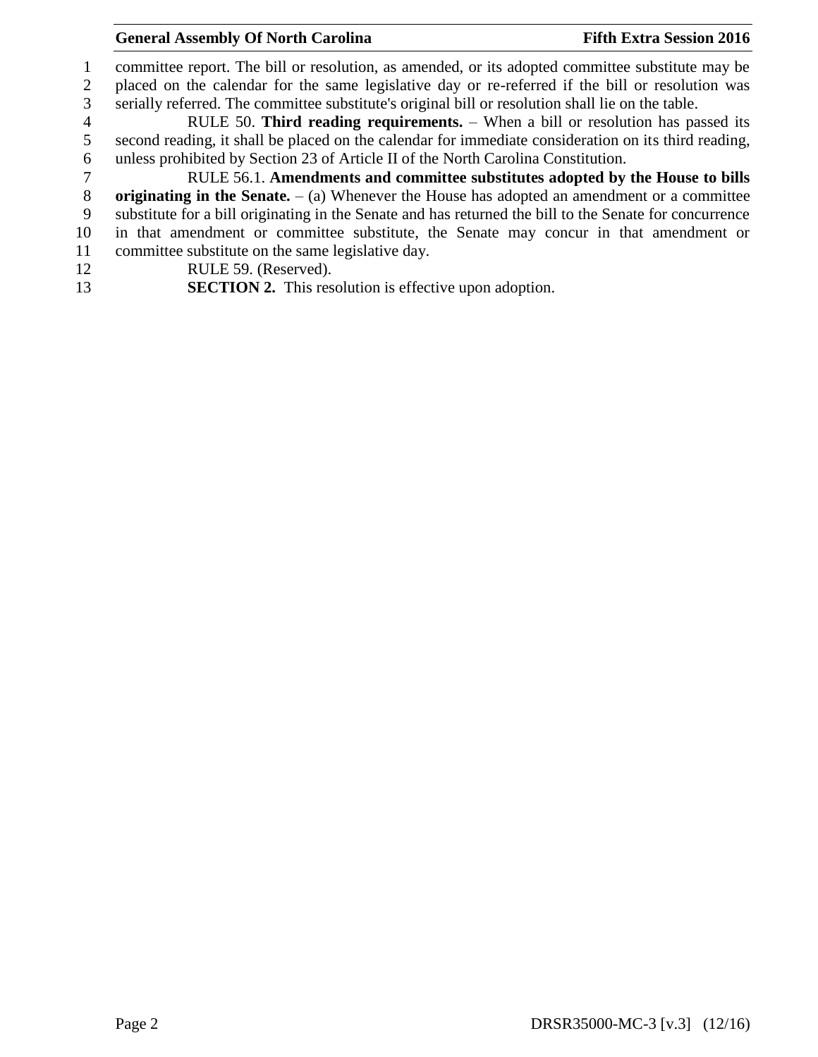committee report. The bill or resolution, as amended, or its adopted committee substitute may be placed on the calendar for the same legislative day or re-referred if the bill or resolution was serially referred. The committee substitute's original bill or resolution shall lie on the table.

RULE 50. **Third reading requirements.** – When a bill or resolution has passed its second reading, it shall be placed on the calendar for immediate consideration on its third reading, unless prohibited by Section 23 of Article II of the North Carolina Constitution.

RULE 56.1. **Amendments and committee substitutes adopted by the House to bills originating in the Senate.** – (a) Whenever the House has adopted an amendment or a committee substitute for a bill originating in the Senate and has returned the bill to the Senate for concurrence in that amendment or committee substitute, the Senate may concur in that amendment or committee substitute on the same legislative day.

RULE 59. (Reserved).

**SECTION 2.** This resolution is effective upon adoption.